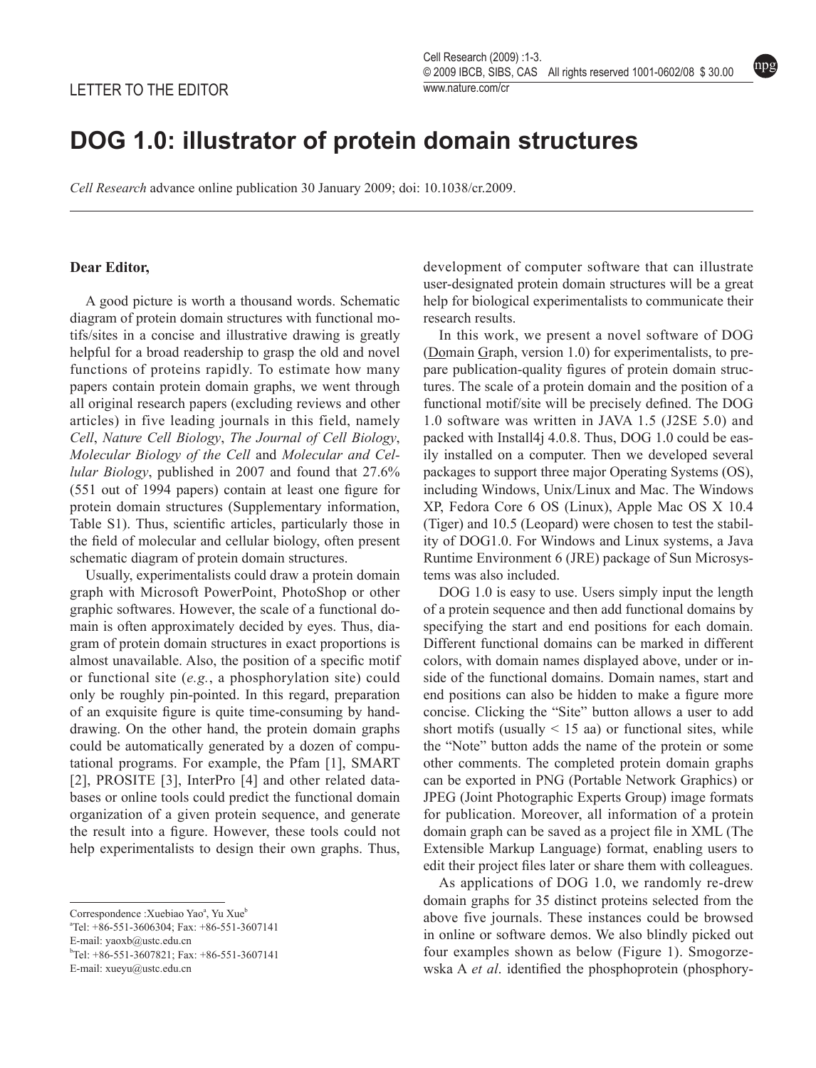LETTER TO THE EDITOR

# DOG 1.0: illustrator of protein domain structures

*Cell Research* advance online publication 30 January 2009; doi: 10.1038/cr.2009.

**Dear Editor,**

A good picture is worth a thousand words. Schematic diagram of protein domain structures with functional motifs/sites in a concise and illustrative drawing is greatly helpful for a broad readership to grasp the old and novel functions of proteins rapidly. To estimate how many papers contain protein domain graphs, we went through all original research papers (excluding reviews and other articles) in five leading journals in this field, namely *Cell*, *Nature Cell Biology*, *The Journal of Cell Biology*, *Molecular Biology of the Cell* and *Molecular and Cellular Biology*, published in 2007 and found that 27.6% (551 out of 1994 papers) contain at least one figure for protein domain structures (Supplementary information, Table S1). Thus, scientific articles, particularly those in the field of molecular and cellular biology, often present schematic diagram of protein domain structures.

Usually, experimentalists could draw a protein domain graph with Microsoft PowerPoint, PhotoShop or other graphic softwares. However, the scale of a functional domain is often approximately decided by eyes. Thus, diagram of protein domain structures in exact proportions is almost unavailable. Also, the position of a specific motif or functional site (*e.g.*, a phosphorylation site) could only be roughly pin-pointed. In this regard, preparation of an exquisite figure is quite time-consuming by hand-drawing. On the other hand, the protein domain graphs could be automatically generated by a dozen of computational programs. For example, the Pfam [1], SMART [2], PROSITE [3], InterPro [4] and other related databases or online tools could predict the functional domain organization of a given protein sequence, and generate the result into a figure. However, these tools could not help experimentalists to design their own graphs. Thus, development of computer software that can illustrate user-designated protein domain structures will be a great help for biological experimentalists to communicate their research results.

In this work, we present a novel software of DOG (Domain Graph, version 1.0) for experimentalists, to prepare publication-quality figures of protein domain structures. The scale of a protein domain and the position of a functional motif/site will be precisely defined. The DOG 1.0 software was written in JAVA 1.5 (J2SE 5.0) and packed with Install4j 4.0.8. Thus, DOG 1.0 could be easily installed on a computer. Then we developed several packages to support three major Operating Systems (OS), including Windows, Unix/Linux and Mac. The Windows XP, Fedora Core 6 OS (Linux), Apple Mac OS X 10.4 (Tiger) and 10.5 (Leopard) were chosen to test the stability of DOG1.0. For Windows and Linux systems, a Java Runtime Environment 6 (JRE) package of Sun Microsystems was also included.

DOG 1.0 is easy to use. Users simply input the length of a protein sequence and then add functional domains by specifying the start and end positions for each domain. Different functional domains can be marked in different colors, with domain names displayed above, under or inside of the functional domains. Domain names, start and end positions can also be hidden to make a figure more concise. Clicking the "Site" button allows a user to add short motifs (usually < 15 aa) or functional sites, while the "Note" button adds the name of the protein or some other comments. The completed protein domain graphs can be exported in PNG (Portable Network Graphics) or JPEG (Joint Photographic Experts Group) image formats for publication. Moreover, all information of a protein domain graph can be saved as a project file in XML (The Extensible Markup Language) format, enabling users to edit their project files later or share them with colleagues.

As applications of DOG 1.0, we randomly re-drew domain graphs for 35 distinct proteins selected from the above five journals. These instances could be browsed in online or software demos. We also blindly picked out four examples shown as below (Figure 1). Smogorzewska A *et al*. identified the phosphoprotein (phosphory-

---

Correspondence :Xuebiao Yao[a], Yu Xue[b]

[a]Tel: +86-551-3606304; Fax: +86-551-3607141
E-mail: yaoxb@ustc.edu.cn

[b]Tel: +86-551-3607821; Fax: +86-551-3607141
E-mail: xueyu@ustc.edu.cn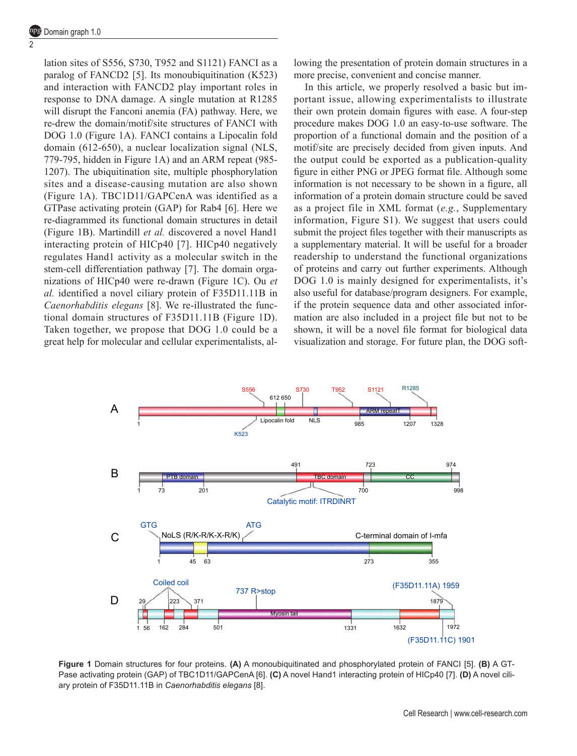lation sites of S556, S730, T952 and S1121) FANCI as a paralog of FANCD2 [5]. Its monoubiquitination (K523) and interaction with FANCD2 play important roles in response to DNA damage. A single mutation at R1285 will disrupt the Fanconi anemia (FA) pathway. Here, we re-drew the domain/motif/site structures of FANCI with DOG 1.0 (Figure 1A). FANCI contains a Lipocalin fold domain (612-650), a nuclear localization signal (NLS, 779-795, hidden in Figure 1A) and an ARM repeat (985-1207). The ubiquitination site, multiple phosphorylation sites and a disease-causing mutation are also shown (Figure 1A). TBC1D11/GAPCenA was identified as a GTPase activating protein (GAP) for Rab4 [6]. Here we re-diagrammed its functional domain structures in detail (Figure 1B). Martindill *et al.* discovered a novel Hand1 interacting protein of HICp40 [7]. HICp40 negatively regulates Hand1 activity as a molecular switch in the stem-cell differentiation pathway [7]. The domain organizations of HICp40 were re-drawn (Figure 1C). Ou *et al.* identified a novel ciliary protein of F35D11.11B in *Caenorhabditis elegans* [8]. We re-illustrated the functional domain structures of F35D11.11B (Figure 1D). Taken together, we propose that DOG 1.0 could be a great help for molecular and cellular experimentalists, allowing the presentation of protein domain structures in a more precise, convenient and concise manner.

In this article, we properly resolved a basic but important issue, allowing experimentalists to illustrate their own protein domain figures with ease. A four-step procedure makes DOG 1.0 an easy-to-use software. The proportion of a functional domain and the position of a motif/site are precisely decided from given inputs. And the output could be exported as a publication-quality figure in either PNG or JPEG format file. Although some information is not necessary to be shown in a figure, all information of a protein domain structure could be saved as a project file in XML format (*e.g.*, Supplementary information, Figure S1). We suggest that users could submit the project files together with their manuscripts as a supplementary material. It will be useful for a broader readership to understand the functional organizations of proteins and carry out further experiments. Although DOG 1.0 is mainly designed for experimentalists, it's also useful for database/program designers. For example, if the protein sequence data and other associated information are also included in a project file but not to be shown, it will be a novel file format for biological data visualization and storage. For future plan, the DOG soft-

**Figure 1** Domain structures for four proteins. **(A)** A monoubiquitinated and phosphorylated protein of FANCI [5]. **(B)** A GTPase activating protein (GAP) of TBC1D11/GAPCenA [6]. **(C)** A novel Hand1 interacting protein of HICp40 [7]. **(D)** A novel ciliary protein of F35D11.11B in *Caenorhabditis elegans* [8].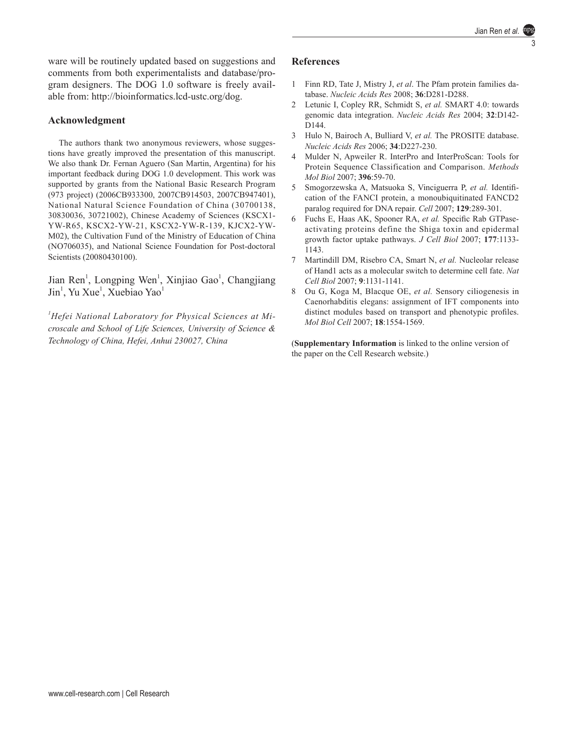ware will be routinely updated based on suggestions and comments from both experimentalists and database/program designers. The DOG 1.0 software is freely available from: http://bioinformatics.lcd-ustc.org/dog.

## Acknowledgment

The authors thank two anonymous reviewers, whose suggestions have greatly improved the presentation of this manuscript. We also thank Dr. Fernan Aguero (San Martin, Argentina) for his important feedback during DOG 1.0 development. This work was supported by grants from the National Basic Research Program (973 project) (2006CB933300, 2007CB914503, 2007CB947401), National Natural Science Foundation of China (30700138, 30830036, 30721002), Chinese Academy of Sciences (KSCX1-YW-R65, KSCX2-YW-21, KSCX2-YW-R-139, KJCX2-YW-M02), the Cultivation Fund of the Ministry of Education of China (NO706035), and National Science Foundation for Post-doctoral Scientists (20080430100).

Jian Ren[1], Longping Wen[1], Xinjiao Gao[1], Changjiang Jin[1], Yu Xue[1], Xuebiao Yao[1]

*[1]Hefei National Laboratory for Physical Sciences at Microscale and School of Life Sciences, University of Science & Technology of China, Hefei, Anhui 230027, China*

## References

1. Finn RD, Tate J, Mistry J, *et al*. The Pfam protein families database. *Nucleic Acids Res* 2008; **36**:D281-D288.
2. Letunic I, Copley RR, Schmidt S, *et al.* SMART 4.0: towards genomic data integration. *Nucleic Acids Res* 2004; **32**:D142-D144.
3. Hulo N, Bairoch A, Bulliard V, *et al.* The PROSITE database. *Nucleic Acids Res* 2006; **34**:D227-230.
4. Mulder N, Apweiler R. InterPro and InterProScan: Tools for Protein Sequence Classification and Comparison. *Methods Mol Biol* 2007; **396**:59-70.
5. Smogorzewska A, Matsuoka S, Vinciguerra P, *et al.* Identification of the FANCI protein, a monoubiquitinated FANCD2 paralog required for DNA repair. *Cell* 2007; **129**:289-301.
6. Fuchs E, Haas AK, Spooner RA, *et al.* Specific Rab GTPase-activating proteins define the Shiga toxin and epidermal growth factor uptake pathways. *J Cell Biol* 2007; **177**:1133-1143.
7. Martindill DM, Risebro CA, Smart N, *et al.* Nucleolar release of Hand1 acts as a molecular switch to determine cell fate. *Nat Cell Biol* 2007; **9**:1131-1141.
8. Ou G, Koga M, Blacque OE, *et al.* Sensory ciliogenesis in Caenorhabditis elegans: assignment of IFT components into distinct modules based on transport and phenotypic profiles. *Mol Biol Cell* 2007; **18**:1554-1569.

(**Supplementary Information** is linked to the online version of the paper on the Cell Research website.)